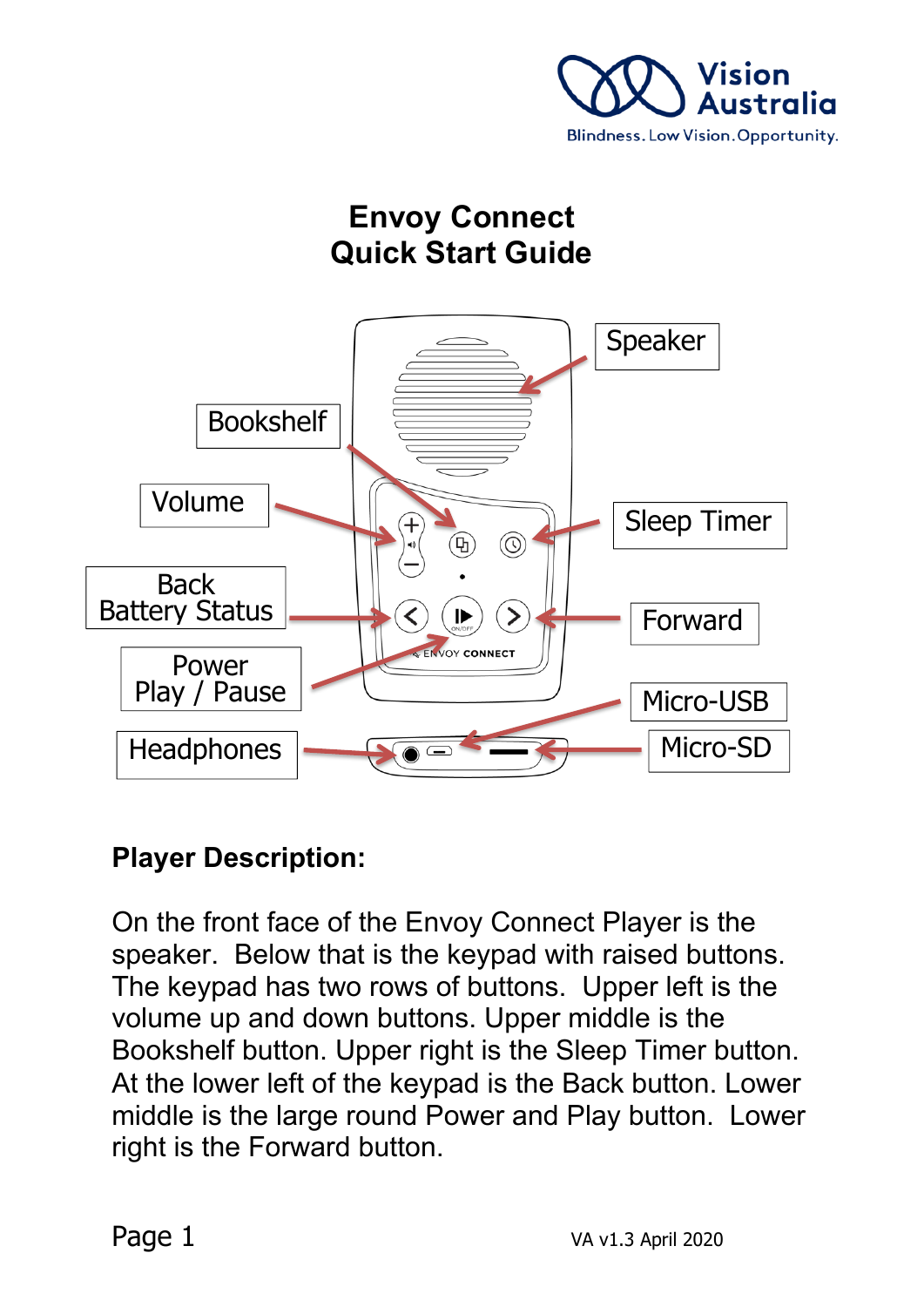Vision Australia

Blindness. Low Vision. Opportunity.

# Envoy Connect
# Quick Start Guide

Speaker

Bookshelf

Volume

Sleep Timer

Back
Battery Status

Forward

Power
Play / Pause

Micro-USB

Headphones

Micro-SD

## Player Description:

On the front face of the Envoy Connect Player is the speaker. Below that is the keypad with raised buttons. The keypad has two rows of buttons. Upper left is the volume up and down buttons. Upper middle is the Bookshelf button. Upper right is the Sleep Timer button. At the lower left of the keypad is the Back button. Lower middle is the large round Power and Play button. Lower right is the Forward button.

VA v1.3 April 2020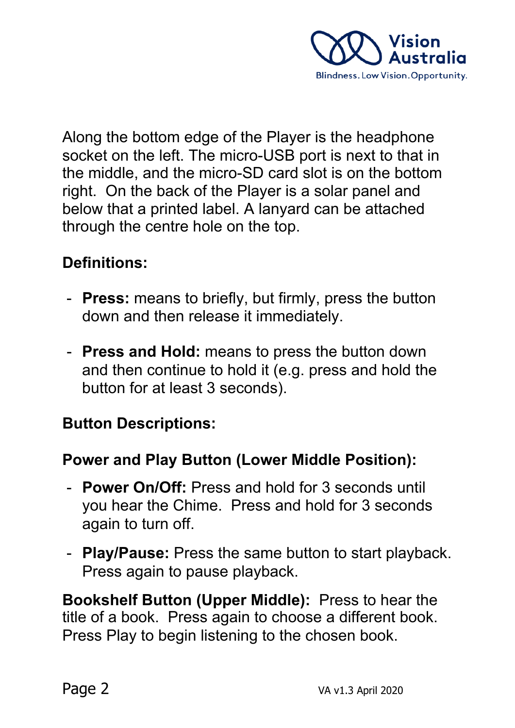Along the bottom edge of the Player is the headphone socket on the left. The micro-USB port is next to that in the middle, and the micro-SD card slot is on the bottom right. On the back of the Player is a solar panel and below that a printed label. A lanyard can be attached through the centre hole on the top.

**Definitions:**

- **Press:** means to briefly, but firmly, press the button down and then release it immediately.

- **Press and Hold:** means to press the button down and then continue to hold it (e.g. press and hold the button for at least 3 seconds).

**Button Descriptions:**

**Power and Play Button (Lower Middle Position):**

- **Power On/Off:** Press and hold for 3 seconds until you hear the Chime. Press and hold for 3 seconds again to turn off.

- **Play/Pause:** Press the same button to start playback. Press again to pause playback.

**Bookshelf Button (Upper Middle):** Press to hear the title of a book. Press again to choose a different book. Press Play to begin listening to the chosen book.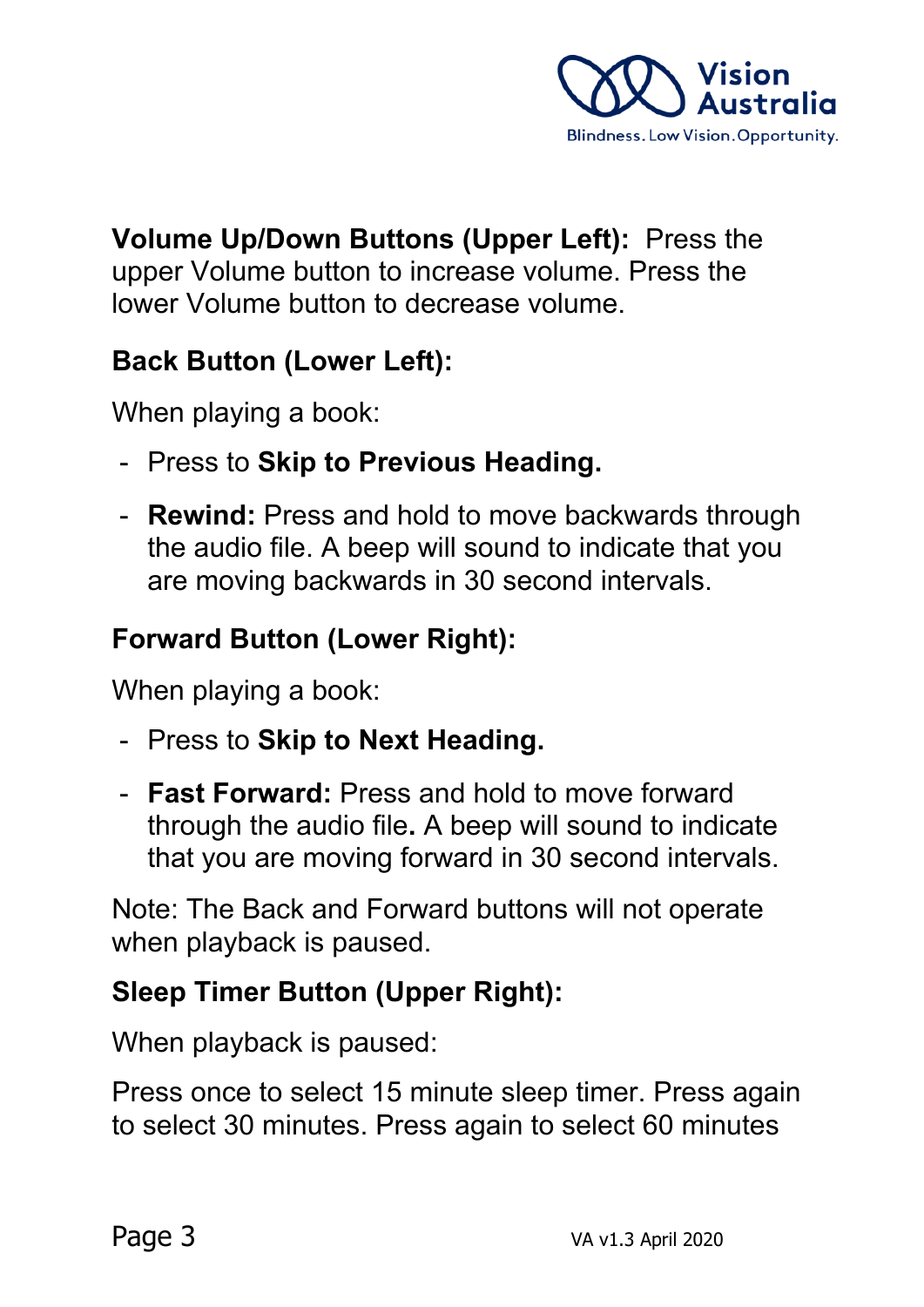**Volume Up/Down Buttons (Upper Left):** Press the upper Volume button to increase volume. Press the lower Volume button to decrease volume.

**Back Button (Lower Left):**

When playing a book:

- Press to **Skip to Previous Heading.**
- **Rewind:** Press and hold to move backwards through the audio file. A beep will sound to indicate that you are moving backwards in 30 second intervals.

**Forward Button (Lower Right):**

When playing a book:

- Press to **Skip to Next Heading.**
- **Fast Forward:** Press and hold to move forward through the audio file**.** A beep will sound to indicate that you are moving forward in 30 second intervals.

Note: The Back and Forward buttons will not operate when playback is paused.

**Sleep Timer Button (Upper Right):**

When playback is paused:

Press once to select 15 minute sleep timer. Press again to select 30 minutes. Press again to select 60 minutes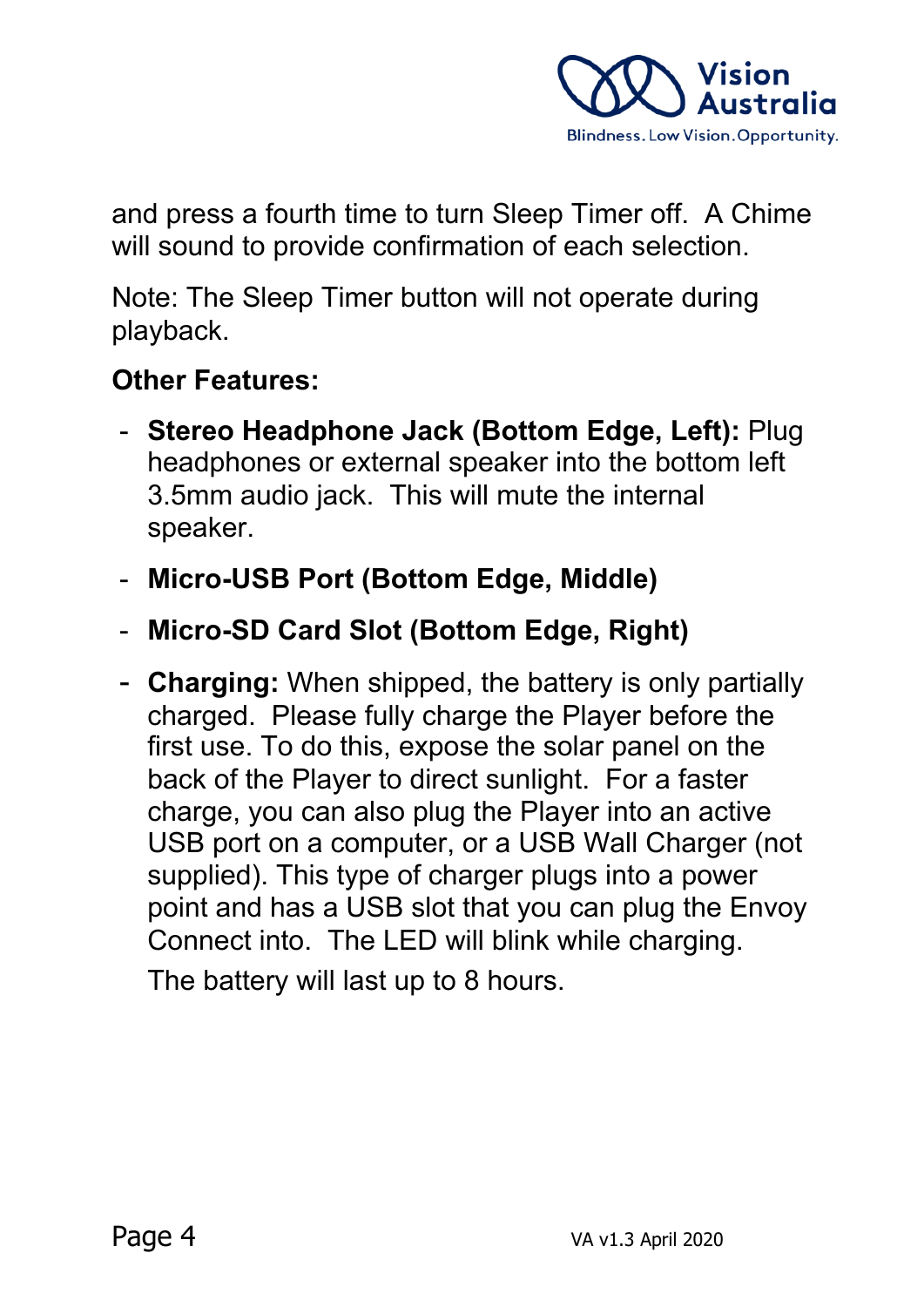and press a fourth time to turn Sleep Timer off.  A Chime will sound to provide confirmation of each selection.

Note: The Sleep Timer button will not operate during playback.

**Other Features:**

- **Stereo Headphone Jack (Bottom Edge, Left):** Plug headphones or external speaker into the bottom left 3.5mm audio jack.  This will mute the internal speaker.
- **Micro-USB Port (Bottom Edge, Middle)**
- **Micro-SD Card Slot (Bottom Edge, Right)**
- **Charging:** When shipped, the battery is only partially charged.  Please fully charge the Player before the first use. To do this, expose the solar panel on the back of the Player to direct sunlight.  For a faster charge, you can also plug the Player into an active USB port on a computer, or a USB Wall Charger (not supplied). This type of charger plugs into a power point and has a USB slot that you can plug the Envoy Connect into.  The LED will blink while charging.

  The battery will last up to 8 hours.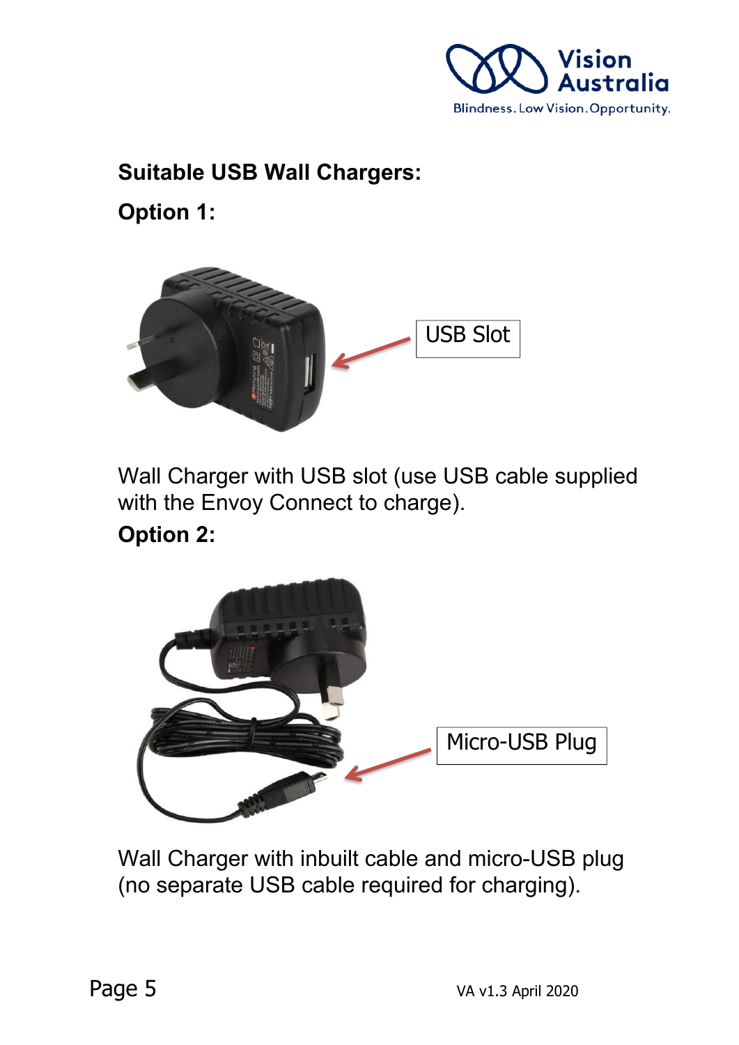## Suitable USB Wall Chargers:

**Option 1:**

USB Slot

Wall Charger with USB slot (use USB cable supplied with the Envoy Connect to charge).

**Option 2:**

Micro-USB Plug

Wall Charger with inbuilt cable and micro-USB plug (no separate USB cable required for charging).

VA v1.3 April 2020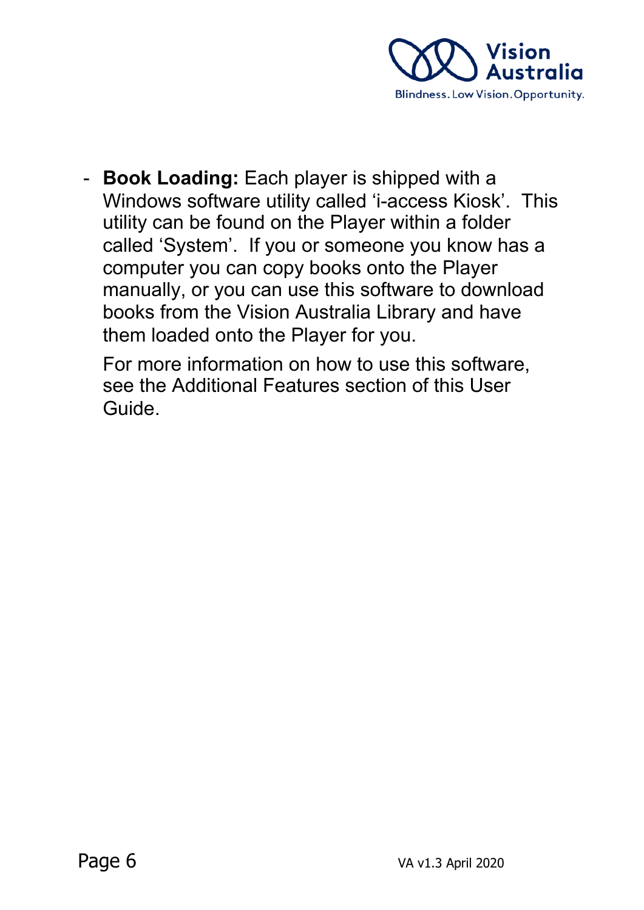- **Book Loading:** Each player is shipped with a Windows software utility called 'i-access Kiosk'. This utility can be found on the Player within a folder called 'System'. If you or someone you know has a computer you can copy books onto the Player manually, or you can use this software to download books from the Vision Australia Library and have them loaded onto the Player for you.

  For more information on how to use this software, see the Additional Features section of this User Guide.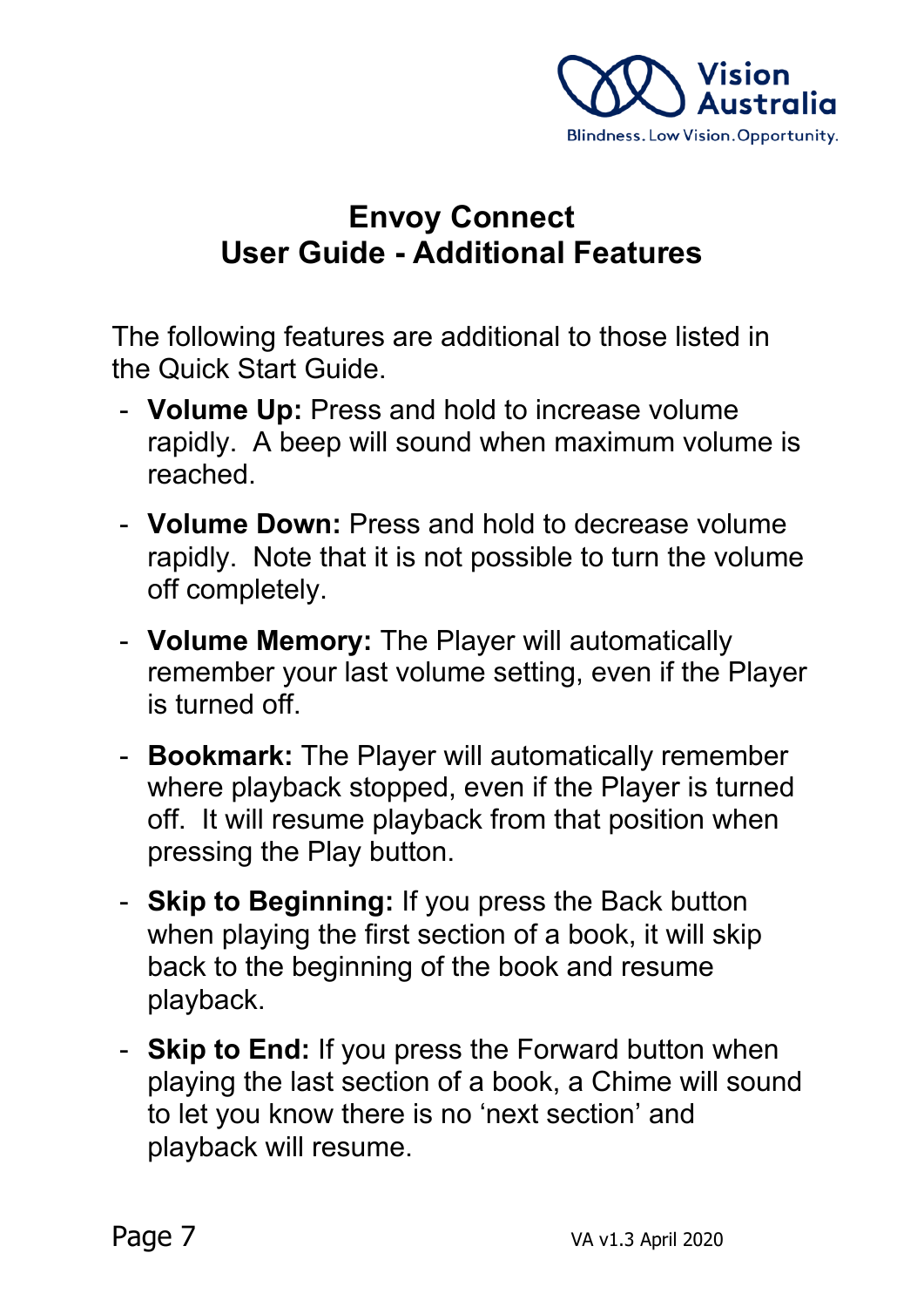# Envoy Connect
# User Guide - Additional Features

The following features are additional to those listed in the Quick Start Guide.

- **Volume Up:** Press and hold to increase volume rapidly. A beep will sound when maximum volume is reached.
- **Volume Down:** Press and hold to decrease volume rapidly. Note that it is not possible to turn the volume off completely.
- **Volume Memory:** The Player will automatically remember your last volume setting, even if the Player is turned off.
- **Bookmark:** The Player will automatically remember where playback stopped, even if the Player is turned off. It will resume playback from that position when pressing the Play button.
- **Skip to Beginning:** If you press the Back button when playing the first section of a book, it will skip back to the beginning of the book and resume playback.
- **Skip to End:** If you press the Forward button when playing the last section of a book, a Chime will sound to let you know there is no 'next section' and playback will resume.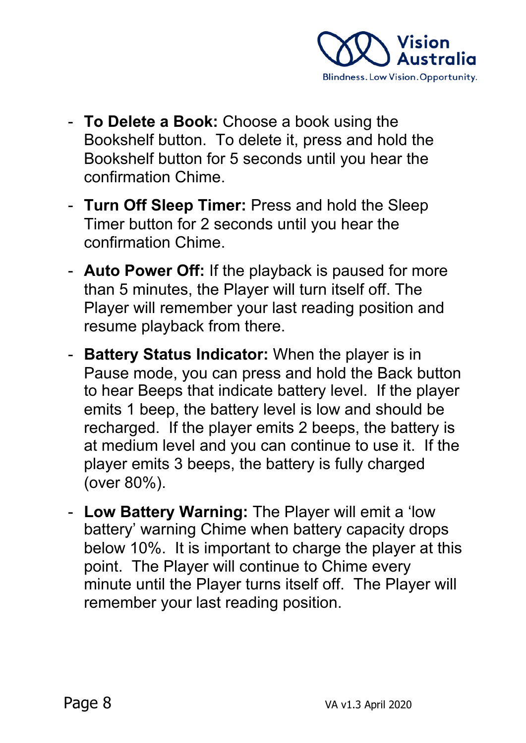- **To Delete a Book:** Choose a book using the Bookshelf button. To delete it, press and hold the Bookshelf button for 5 seconds until you hear the confirmation Chime.

- **Turn Off Sleep Timer:** Press and hold the Sleep Timer button for 2 seconds until you hear the confirmation Chime.

- **Auto Power Off:** If the playback is paused for more than 5 minutes, the Player will turn itself off. The Player will remember your last reading position and resume playback from there.

- **Battery Status Indicator:** When the player is in Pause mode, you can press and hold the Back button to hear Beeps that indicate battery level. If the player emits 1 beep, the battery level is low and should be recharged. If the player emits 2 beeps, the battery is at medium level and you can continue to use it. If the player emits 3 beeps, the battery is fully charged (over 80%).

- **Low Battery Warning:** The Player will emit a 'low battery' warning Chime when battery capacity drops below 10%. It is important to charge the player at this point. The Player will continue to Chime every minute until the Player turns itself off. The Player will remember your last reading position.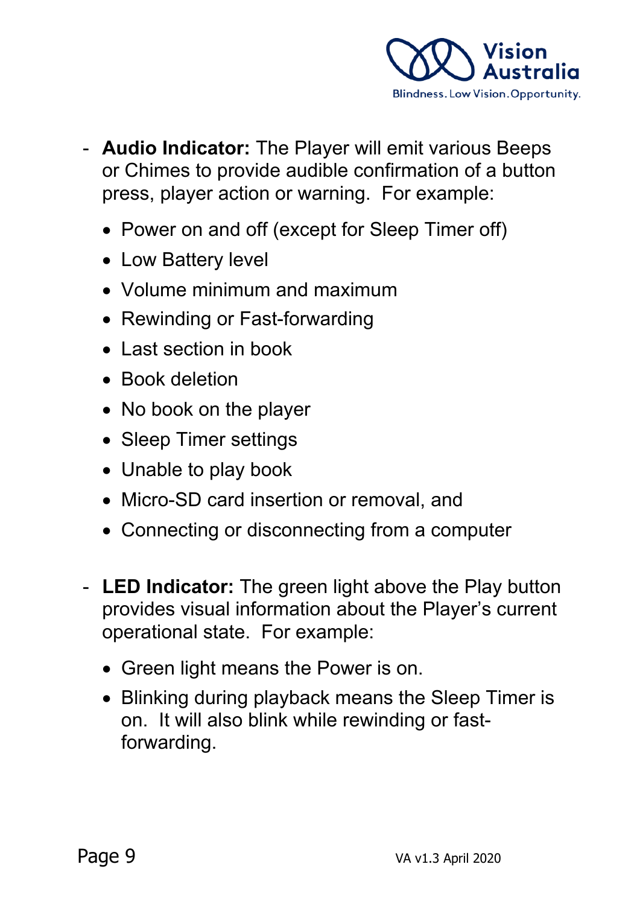- **Audio Indicator:** The Player will emit various Beeps or Chimes to provide audible confirmation of a button press, player action or warning.  For example:
    - Power on and off (except for Sleep Timer off)
    - Low Battery level
    - Volume minimum and maximum
    - Rewinding or Fast-forwarding
    - Last section in book
    - Book deletion
    - No book on the player
    - Sleep Timer settings
    - Unable to play book
    - Micro-SD card insertion or removal, and
    - Connecting or disconnecting from a computer

- **LED Indicator:** The green light above the Play button provides visual information about the Player's current operational state.  For example:
    - Green light means the Power is on.
    - Blinking during playback means the Sleep Timer is on.  It will also blink while rewinding or fast-forwarding.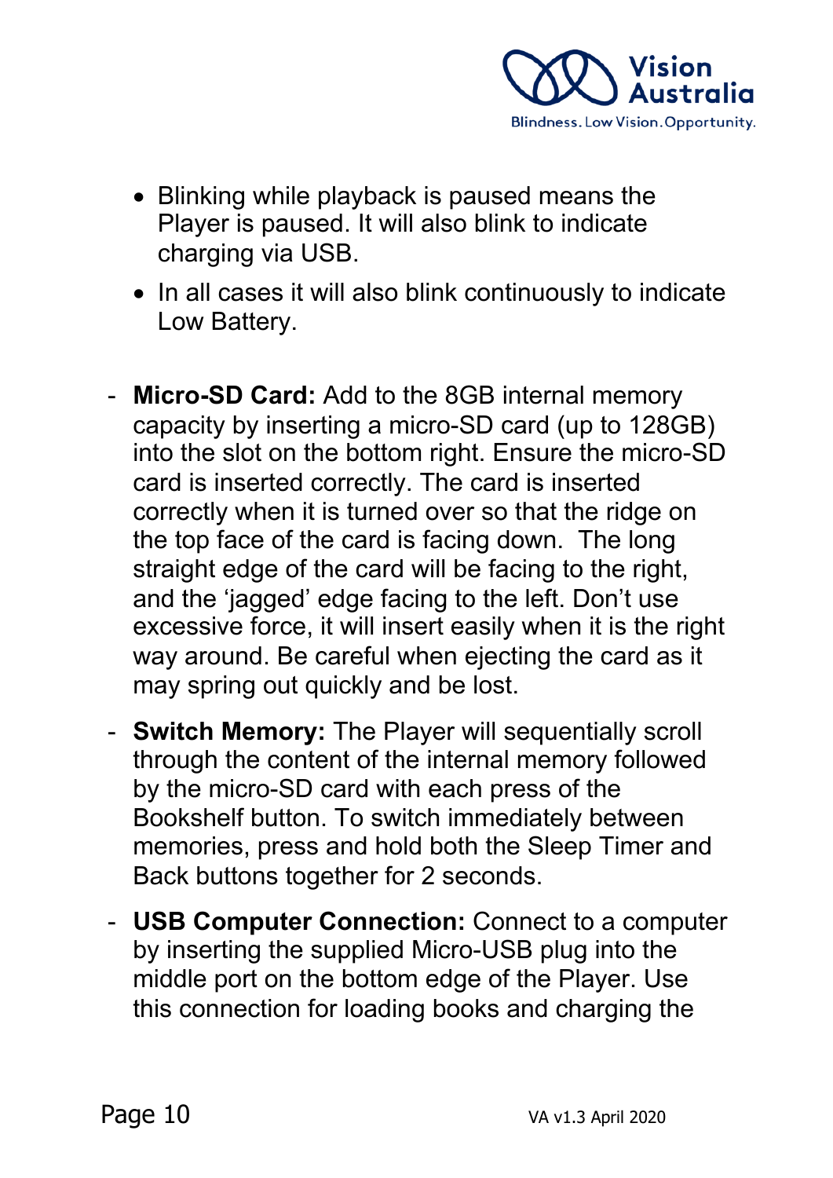- Blinking while playback is paused means the Player is paused. It will also blink to indicate charging via USB.
- In all cases it will also blink continuously to indicate Low Battery.

- **Micro-SD Card:** Add to the 8GB internal memory capacity by inserting a micro-SD card (up to 128GB) into the slot on the bottom right. Ensure the micro-SD card is inserted correctly. The card is inserted correctly when it is turned over so that the ridge on the top face of the card is facing down. The long straight edge of the card will be facing to the right, and the 'jagged' edge facing to the left. Don't use excessive force, it will insert easily when it is the right way around. Be careful when ejecting the card as it may spring out quickly and be lost.
- **Switch Memory:** The Player will sequentially scroll through the content of the internal memory followed by the micro-SD card with each press of the Bookshelf button. To switch immediately between memories, press and hold both the Sleep Timer and Back buttons together for 2 seconds.
- **USB Computer Connection:** Connect to a computer by inserting the supplied Micro-USB plug into the middle port on the bottom edge of the Player. Use this connection for loading books and charging the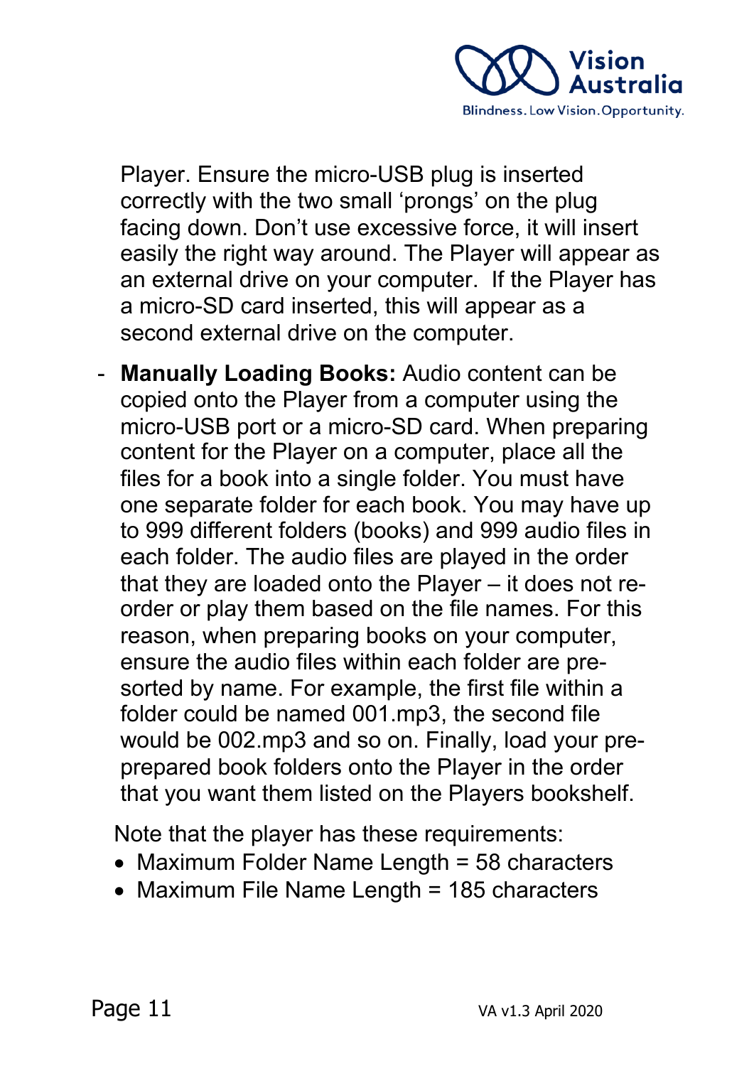Player. Ensure the micro-USB plug is inserted correctly with the two small ‘prongs’ on the plug facing down. Don’t use excessive force, it will insert easily the right way around. The Player will appear as an external drive on your computer. If the Player has a micro-SD card inserted, this will appear as a second external drive on the computer.

- **Manually Loading Books:** Audio content can be copied onto the Player from a computer using the micro-USB port or a micro-SD card. When preparing content for the Player on a computer, place all the files for a book into a single folder. You must have one separate folder for each book. You may have up to 999 different folders (books) and 999 audio files in each folder. The audio files are played in the order that they are loaded onto the Player – it does not re-order or play them based on the file names. For this reason, when preparing books on your computer, ensure the audio files within each folder are pre-sorted by name. For example, the first file within a folder could be named 001.mp3, the second file would be 002.mp3 and so on. Finally, load your pre-prepared book folders onto the Player in the order that you want them listed on the Players bookshelf.

  Note that the player has these requirements:

  - Maximum Folder Name Length = 58 characters
  - Maximum File Name Length = 185 characters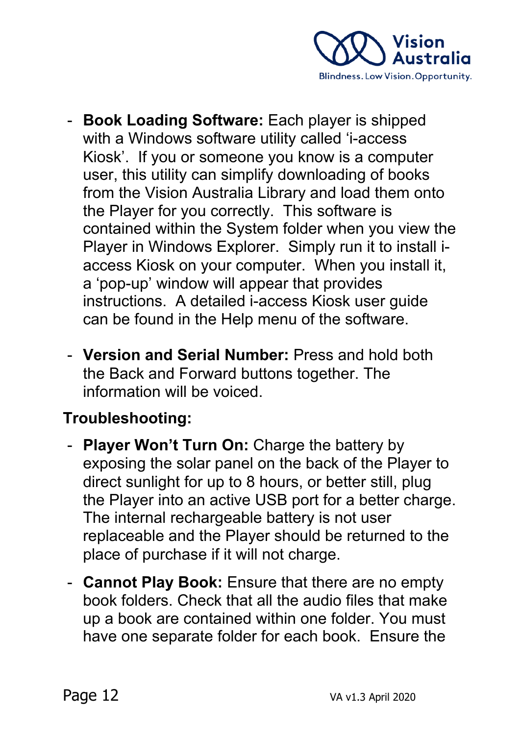- **Book Loading Software:** Each player is shipped with a Windows software utility called 'i-access Kiosk'. If you or someone you know is a computer user, this utility can simplify downloading of books from the Vision Australia Library and load them onto the Player for you correctly. This software is contained within the System folder when you view the Player in Windows Explorer. Simply run it to install i-access Kiosk on your computer. When you install it, a 'pop-up' window will appear that provides instructions. A detailed i-access Kiosk user guide can be found in the Help menu of the software.

- **Version and Serial Number:** Press and hold both the Back and Forward buttons together. The information will be voiced.

## Troubleshooting:

- **Player Won't Turn On:** Charge the battery by exposing the solar panel on the back of the Player to direct sunlight for up to 8 hours, or better still, plug the Player into an active USB port for a better charge. The internal rechargeable battery is not user replaceable and the Player should be returned to the place of purchase if it will not charge.

- **Cannot Play Book:** Ensure that there are no empty book folders. Check that all the audio files that make up a book are contained within one folder. You must have one separate folder for each book. Ensure the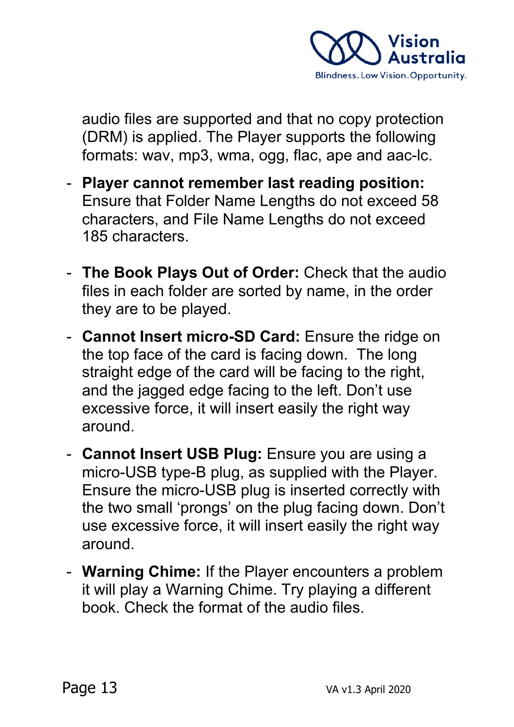audio files are supported and that no copy protection (DRM) is applied. The Player supports the following formats: wav, mp3, wma, ogg, flac, ape and aac-lc.

- **Player cannot remember last reading position:** Ensure that Folder Name Lengths do not exceed 58 characters, and File Name Lengths do not exceed 185 characters.
- **The Book Plays Out of Order:** Check that the audio files in each folder are sorted by name, in the order they are to be played.
- **Cannot Insert micro-SD Card:** Ensure the ridge on the top face of the card is facing down. The long straight edge of the card will be facing to the right, and the jagged edge facing to the left. Don't use excessive force, it will insert easily the right way around.
- **Cannot Insert USB Plug:** Ensure you are using a micro-USB type-B plug, as supplied with the Player. Ensure the micro-USB plug is inserted correctly with the two small 'prongs' on the plug facing down. Don't use excessive force, it will insert easily the right way around.
- **Warning Chime:** If the Player encounters a problem it will play a Warning Chime. Try playing a different book. Check the format of the audio files.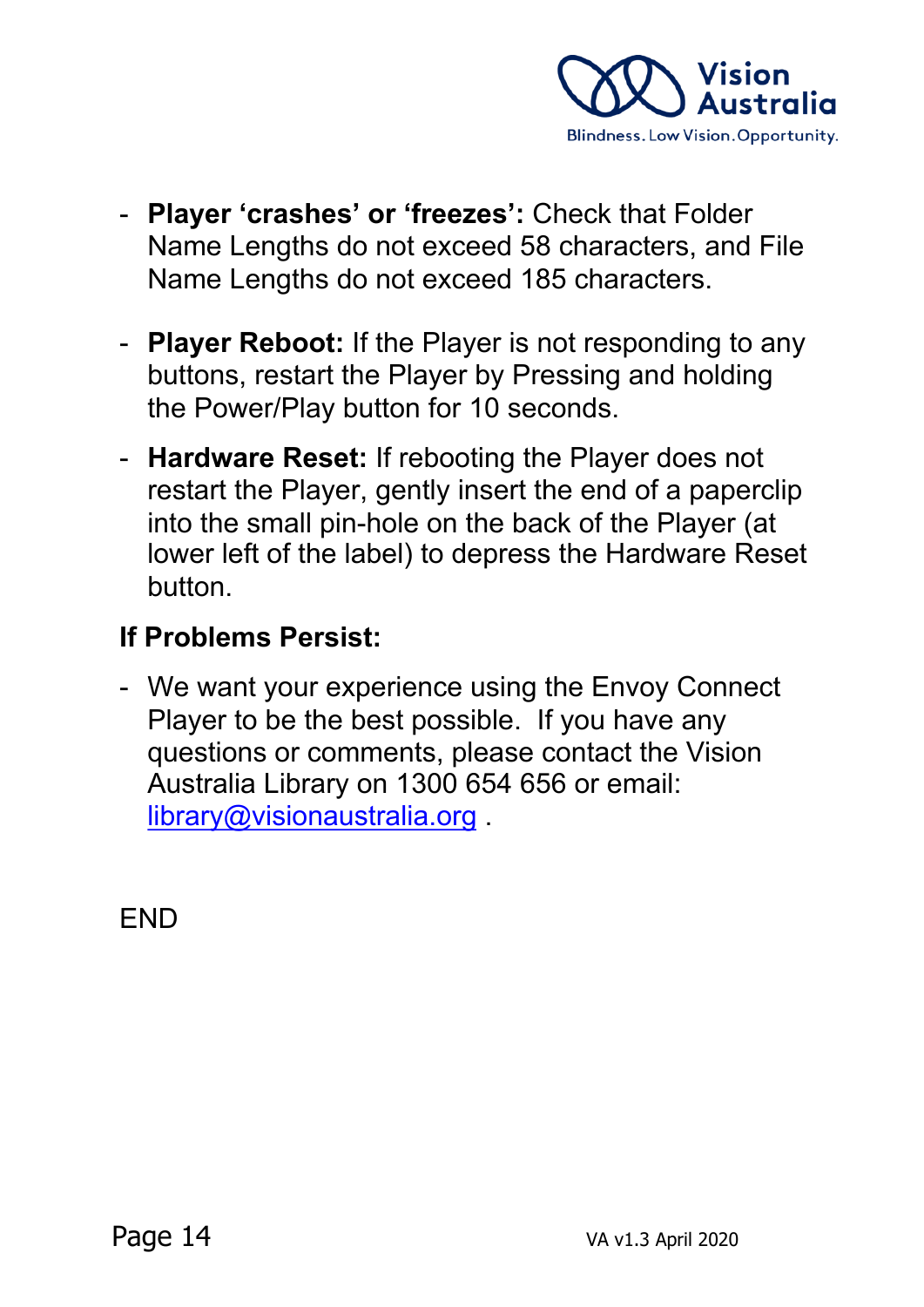- **Player 'crashes' or 'freezes':** Check that Folder Name Lengths do not exceed 58 characters, and File Name Lengths do not exceed 185 characters.

- **Player Reboot:** If the Player is not responding to any buttons, restart the Player by Pressing and holding the Power/Play button for 10 seconds.

- **Hardware Reset:** If rebooting the Player does not restart the Player, gently insert the end of a paperclip into the small pin-hole on the back of the Player (at lower left of the label) to depress the Hardware Reset button.

**If Problems Persist:**

- We want your experience using the Envoy Connect Player to be the best possible. If you have any questions or comments, please contact the Vision Australia Library on 1300 654 656 or email: library@visionaustralia.org .

END